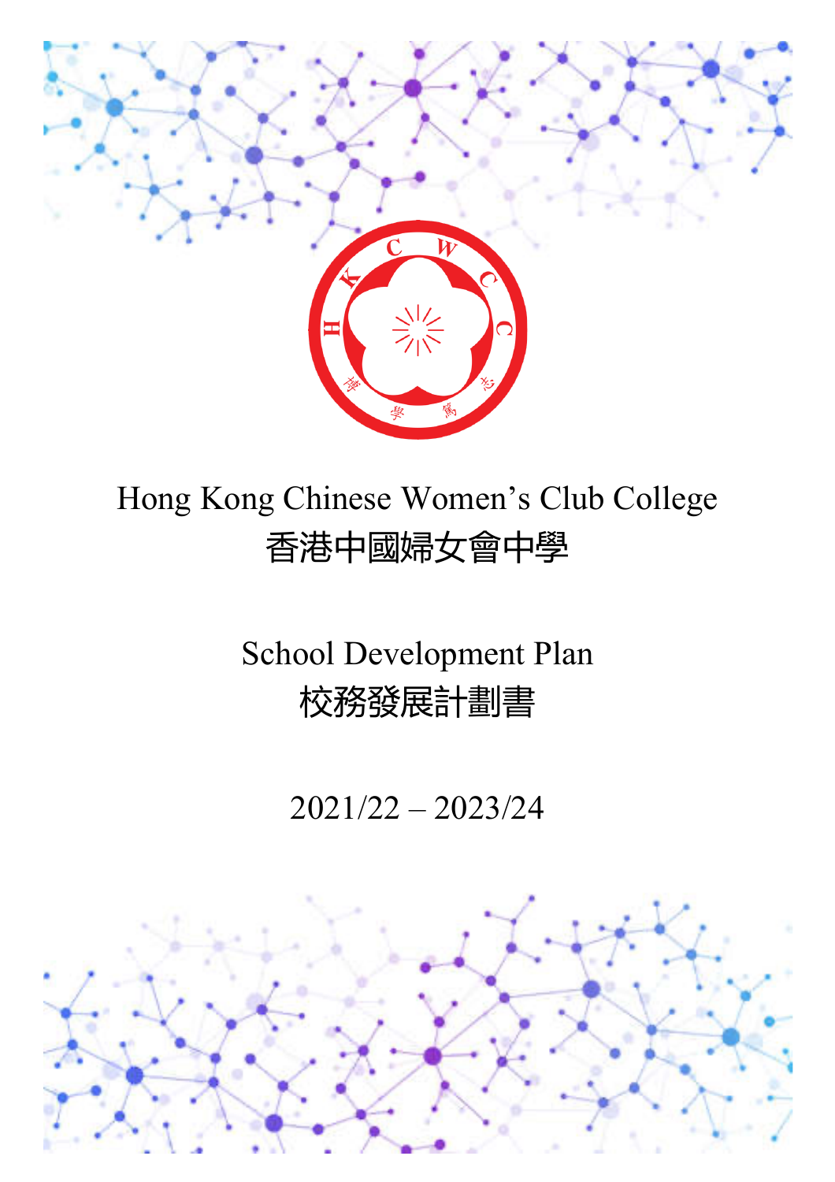# Hong Kong Chinese Women's Club College
# 香港中國婦女會中學

## School Development Plan
## 校務發展計劃書

## 2021/22 – 2023/24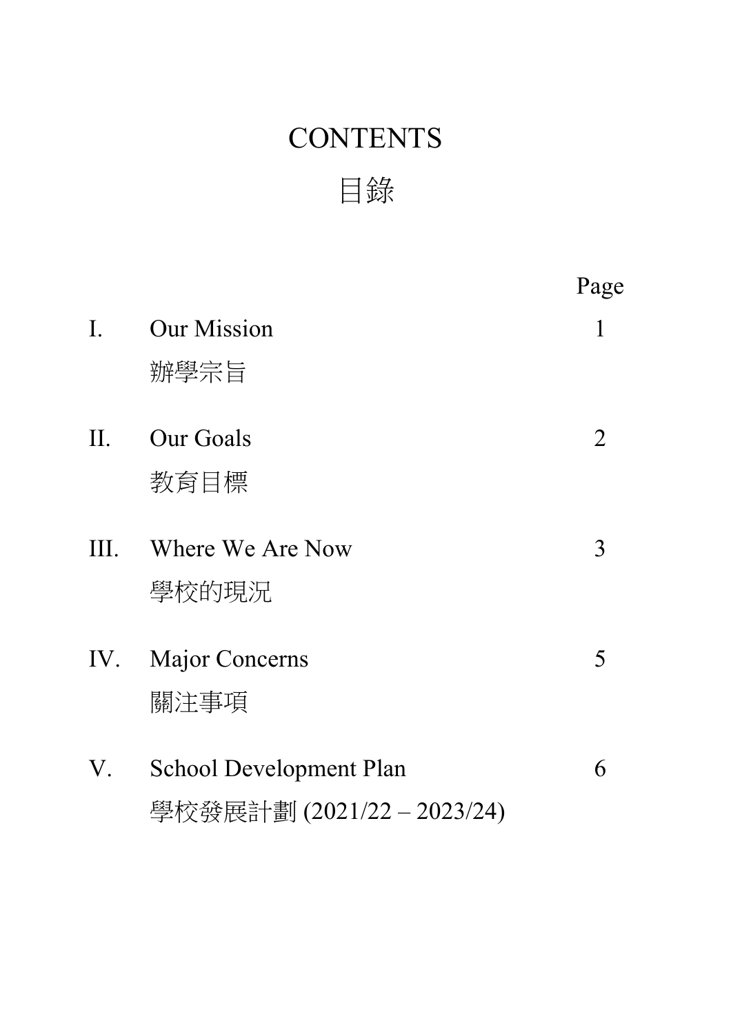# CONTENTS

# 目錄

| | | Page |
|---|---|---|
| I. | Our Mission<br>辦學宗旨 | 1 |
| II. | Our Goals<br>教育目標 | 2 |
| III. | Where We Are Now<br>學校的現況 | 3 |
| IV. | Major Concerns<br>關注事項 | 5 |
| V. | School Development Plan<br>學校發展計劃 (2021/22 – 2023/24) | 6 |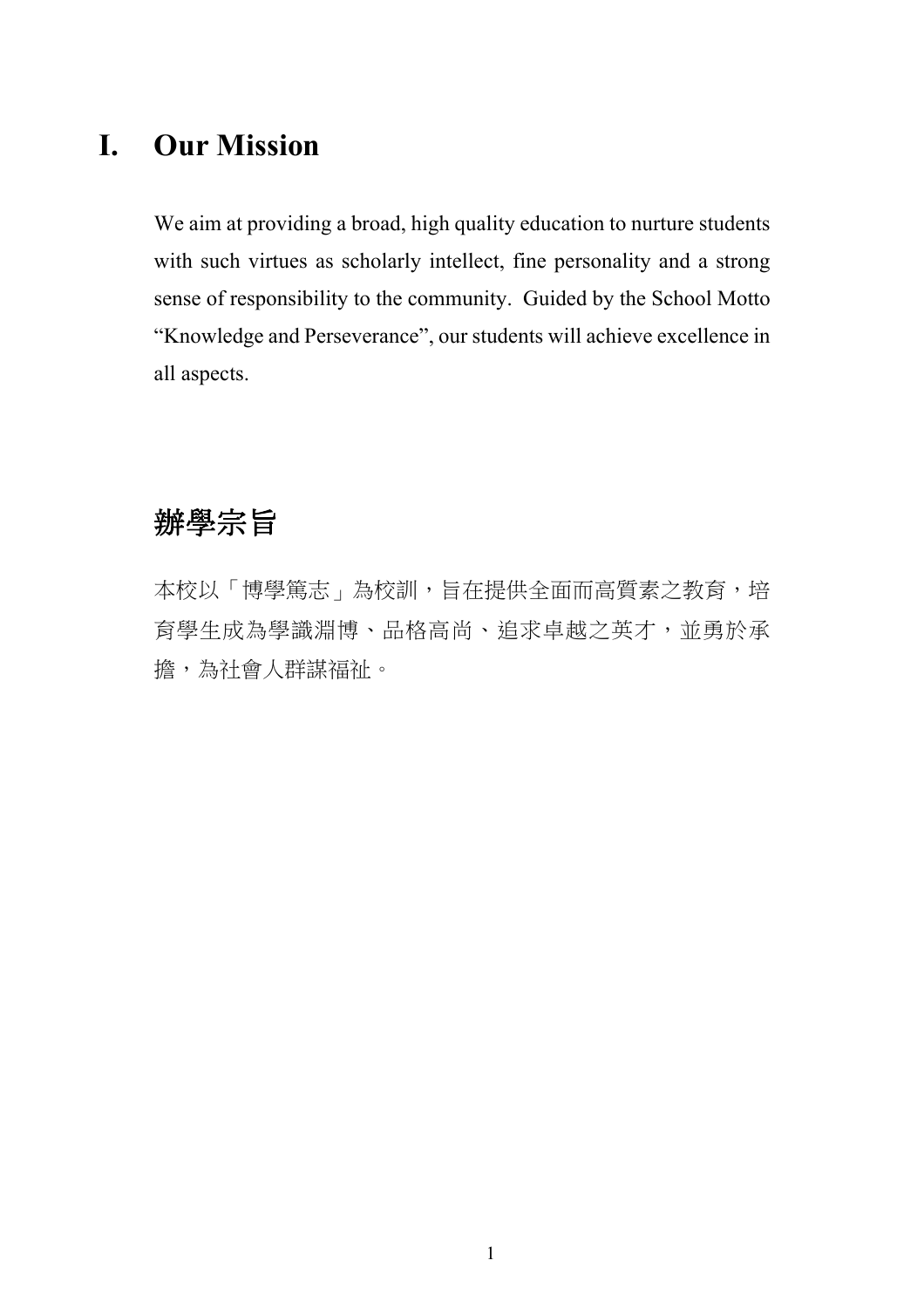# I. Our Mission

We aim at providing a broad, high quality education to nurture students with such virtues as scholarly intellect, fine personality and a strong sense of responsibility to the community. Guided by the School Motto “Knowledge and Perseverance”, our students will achieve excellence in all aspects.

# 辦學宗旨

本校以「博學篤志」為校訓，旨在提供全面而高質素之教育，培育學生成為學識淵博、品格高尚、追求卓越之英才，並勇於承擔，為社會人群謀福祉。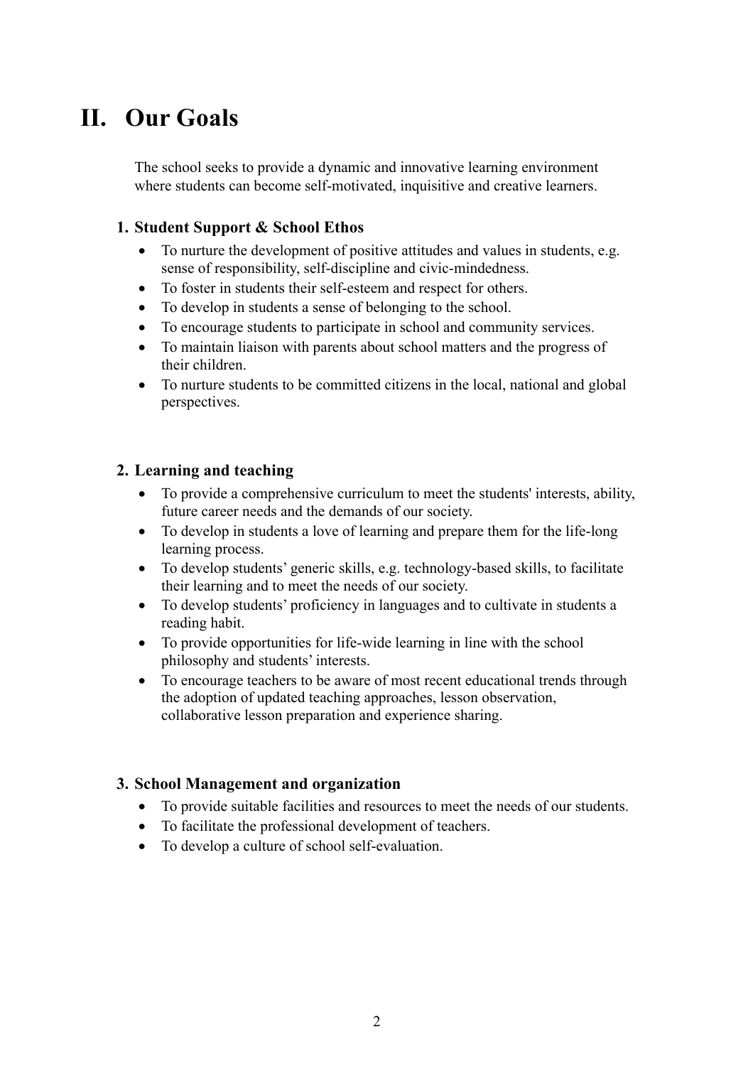# II. Our Goals

The school seeks to provide a dynamic and innovative learning environment where students can become self-motivated, inquisitive and creative learners.

### 1. Student Support & School Ethos

- To nurture the development of positive attitudes and values in students, e.g. sense of responsibility, self-discipline and civic-mindedness.
- To foster in students their self-esteem and respect for others.
- To develop in students a sense of belonging to the school.
- To encourage students to participate in school and community services.
- To maintain liaison with parents about school matters and the progress of their children.
- To nurture students to be committed citizens in the local, national and global perspectives.

### 2. Learning and teaching

- To provide a comprehensive curriculum to meet the students' interests, ability, future career needs and the demands of our society.
- To develop in students a love of learning and prepare them for the life-long learning process.
- To develop students' generic skills, e.g. technology-based skills, to facilitate their learning and to meet the needs of our society.
- To develop students' proficiency in languages and to cultivate in students a reading habit.
- To provide opportunities for life-wide learning in line with the school philosophy and students' interests.
- To encourage teachers to be aware of most recent educational trends through the adoption of updated teaching approaches, lesson observation, collaborative lesson preparation and experience sharing.

### 3. School Management and organization

- To provide suitable facilities and resources to meet the needs of our students.
- To facilitate the professional development of teachers.
- To develop a culture of school self-evaluation.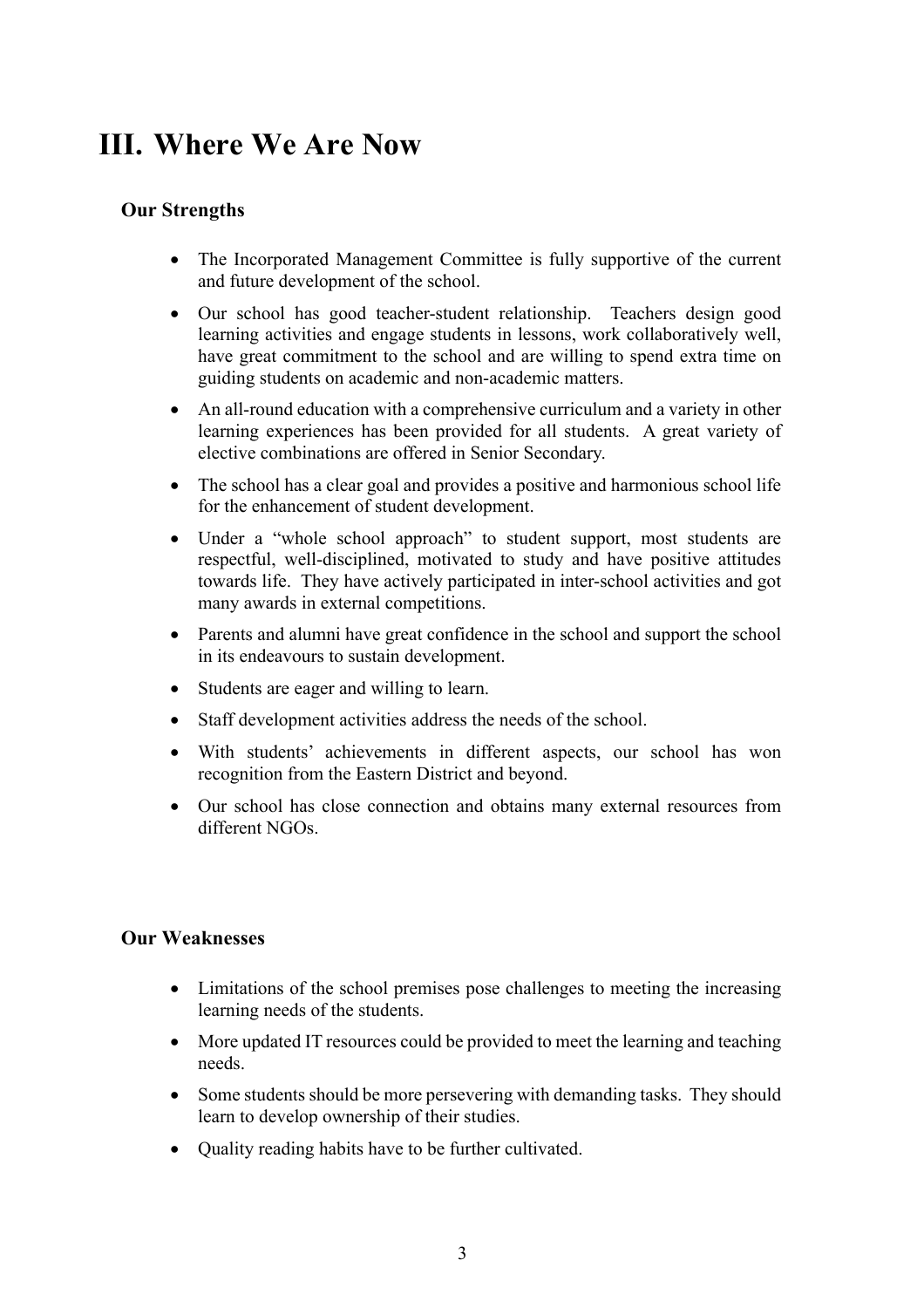# III. Where We Are Now

### Our Strengths

- The Incorporated Management Committee is fully supportive of the current and future development of the school.
- Our school has good teacher-student relationship. Teachers design good learning activities and engage students in lessons, work collaboratively well, have great commitment to the school and are willing to spend extra time on guiding students on academic and non-academic matters.
- An all-round education with a comprehensive curriculum and a variety in other learning experiences has been provided for all students. A great variety of elective combinations are offered in Senior Secondary.
- The school has a clear goal and provides a positive and harmonious school life for the enhancement of student development.
- Under a "whole school approach" to student support, most students are respectful, well-disciplined, motivated to study and have positive attitudes towards life. They have actively participated in inter-school activities and got many awards in external competitions.
- Parents and alumni have great confidence in the school and support the school in its endeavours to sustain development.
- Students are eager and willing to learn.
- Staff development activities address the needs of the school.
- With students' achievements in different aspects, our school has won recognition from the Eastern District and beyond.
- Our school has close connection and obtains many external resources from different NGOs.

### Our Weaknesses

- Limitations of the school premises pose challenges to meeting the increasing learning needs of the students.
- More updated IT resources could be provided to meet the learning and teaching needs.
- Some students should be more persevering with demanding tasks. They should learn to develop ownership of their studies.
- Quality reading habits have to be further cultivated.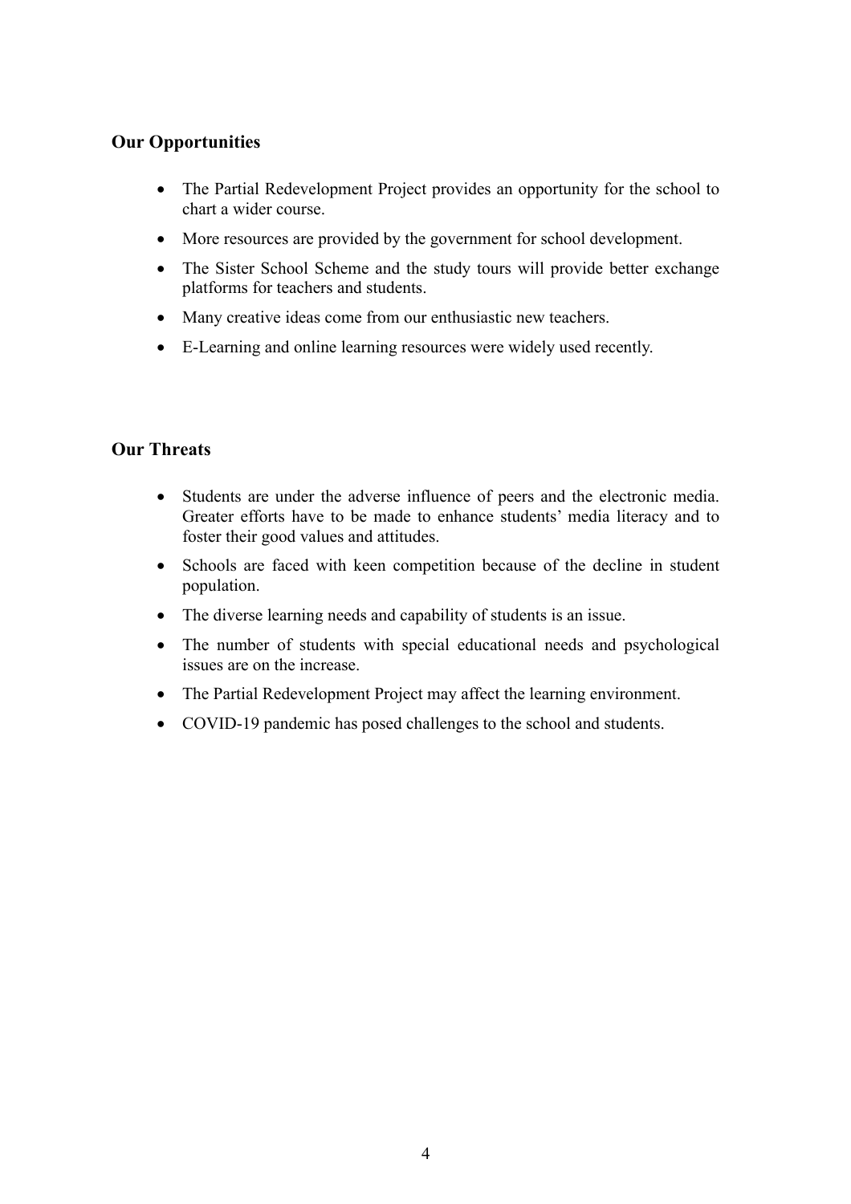## Our Opportunities

- The Partial Redevelopment Project provides an opportunity for the school to chart a wider course.
- More resources are provided by the government for school development.
- The Sister School Scheme and the study tours will provide better exchange platforms for teachers and students.
- Many creative ideas come from our enthusiastic new teachers.
- E-Learning and online learning resources were widely used recently.

## Our Threats

- Students are under the adverse influence of peers and the electronic media. Greater efforts have to be made to enhance students' media literacy and to foster their good values and attitudes.
- Schools are faced with keen competition because of the decline in student population.
- The diverse learning needs and capability of students is an issue.
- The number of students with special educational needs and psychological issues are on the increase.
- The Partial Redevelopment Project may affect the learning environment.
- COVID-19 pandemic has posed challenges to the school and students.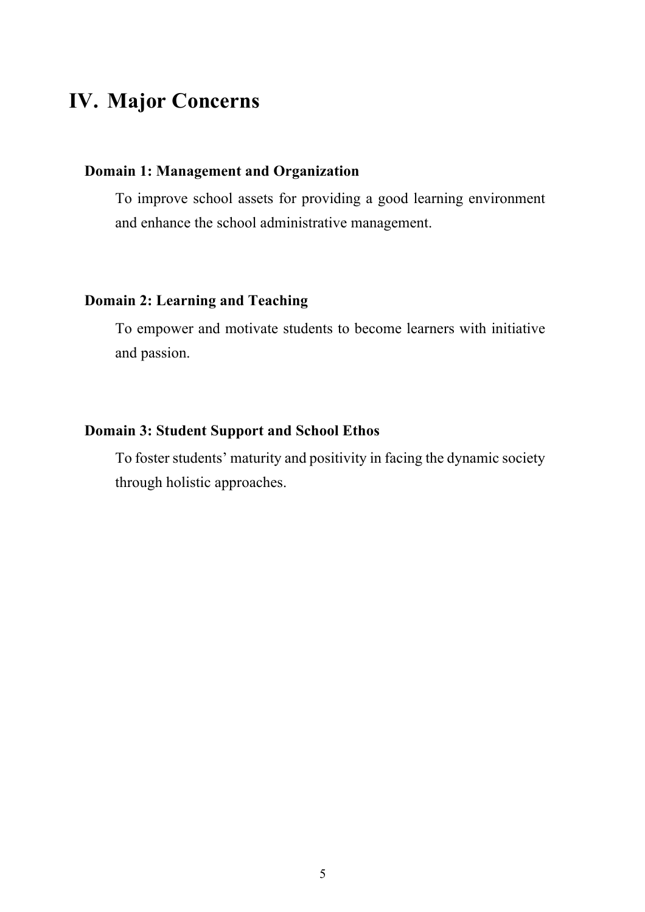# IV. Major Concerns

**Domain 1: Management and Organization**

To improve school assets for providing a good learning environment and enhance the school administrative management.

**Domain 2: Learning and Teaching**

To empower and motivate students to become learners with initiative and passion.

**Domain 3: Student Support and School Ethos**

To foster students' maturity and positivity in facing the dynamic society through holistic approaches.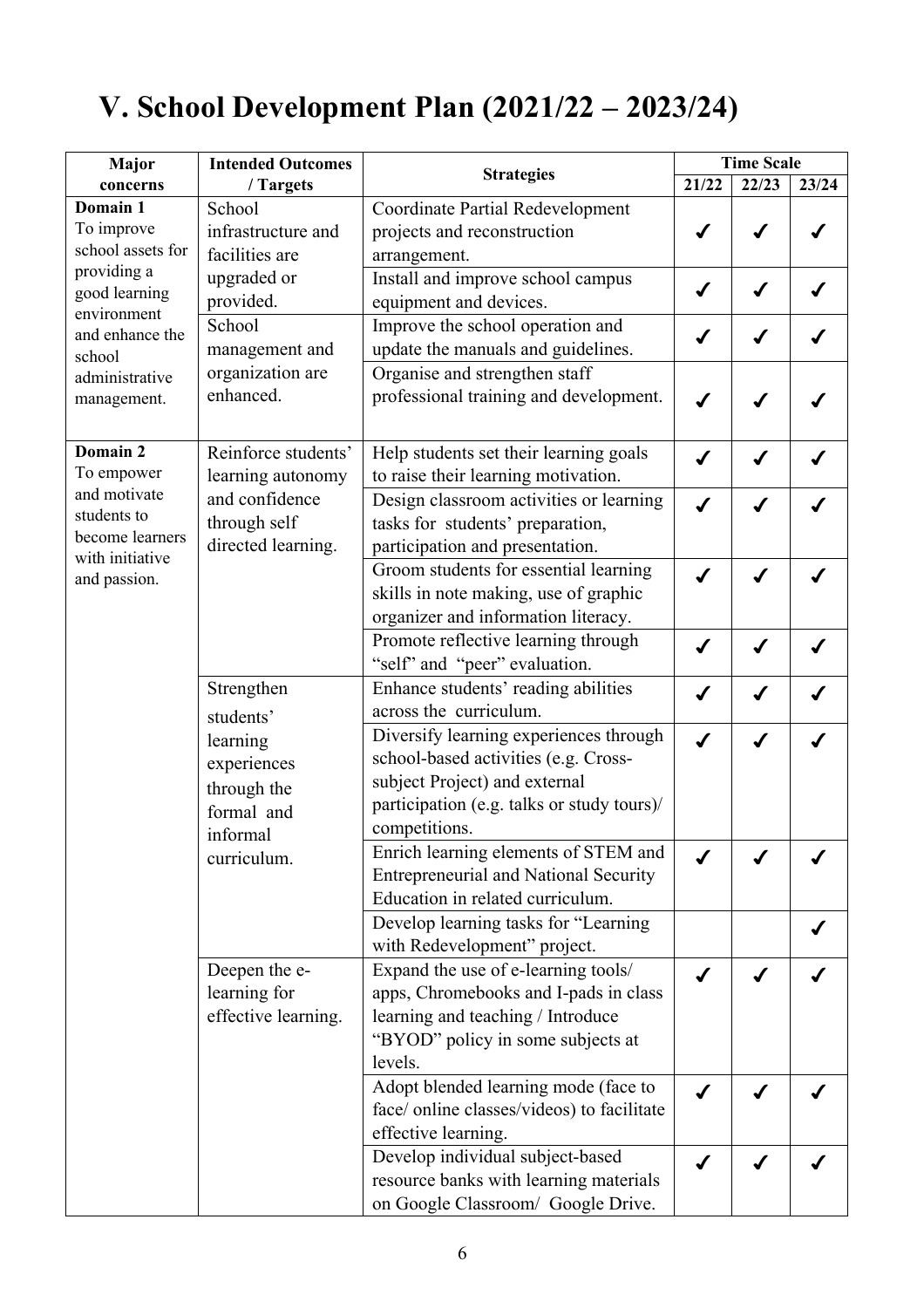# V. School Development Plan (2021/22 – 2023/24)

| Major concerns | Intended Outcomes / Targets | Strategies | Time Scale | | |
|---|---|---|---|---|---|
| | | | 21/22 | 22/23 | 23/24 |
| **Domain 1** To improve school assets for providing a good learning environment and enhance the school administrative management. | School infrastructure and facilities are upgraded or provided. | Coordinate Partial Redevelopment projects and reconstruction arrangement. | ✓ | ✓ | ✓ |
| | | Install and improve school campus equipment and devices. | ✓ | ✓ | ✓ |
| | School management and organization are enhanced. | Improve the school operation and update the manuals and guidelines. | ✓ | ✓ | ✓ |
| | | Organise and strengthen staff professional training and development. | ✓ | ✓ | ✓ |
| **Domain 2** To empower and motivate students to become learners with initiative and passion. | Reinforce students' learning autonomy and confidence through self directed learning. | Help students set their learning goals to raise their learning motivation. | ✓ | ✓ | ✓ |
| | | Design classroom activities or learning tasks for students' preparation, participation and presentation. | ✓ | ✓ | ✓ |
| | | Groom students for essential learning skills in note making, use of graphic organizer and information literacy. | ✓ | ✓ | ✓ |
| | | Promote reflective learning through "self" and "peer" evaluation. | ✓ | ✓ | ✓ |
| | Strengthen students' learning experiences through the formal and informal curriculum. | Enhance students' reading abilities across the curriculum. | ✓ | ✓ | ✓ |
| | | Diversify learning experiences through school-based activities (e.g. Cross-subject Project) and external participation (e.g. talks or study tours)/ competitions. | ✓ | ✓ | ✓ |
| | | Enrich learning elements of STEM and Entrepreneurial and National Security Education in related curriculum. | ✓ | ✓ | ✓ |
| | | Develop learning tasks for "Learning with Redevelopment" project. | | | ✓ |
| | Deepen the e-learning for effective learning. | Expand the use of e-learning tools/ apps, Chromebooks and I-pads in class learning and teaching / Introduce "BYOD" policy in some subjects at levels. | ✓ | ✓ | ✓ |
| | | Adopt blended learning mode (face to face/ online classes/videos) to facilitate effective learning. | ✓ | ✓ | ✓ |
| | | Develop individual subject-based resource banks with learning materials on Google Classroom/ Google Drive. | ✓ | ✓ | ✓ |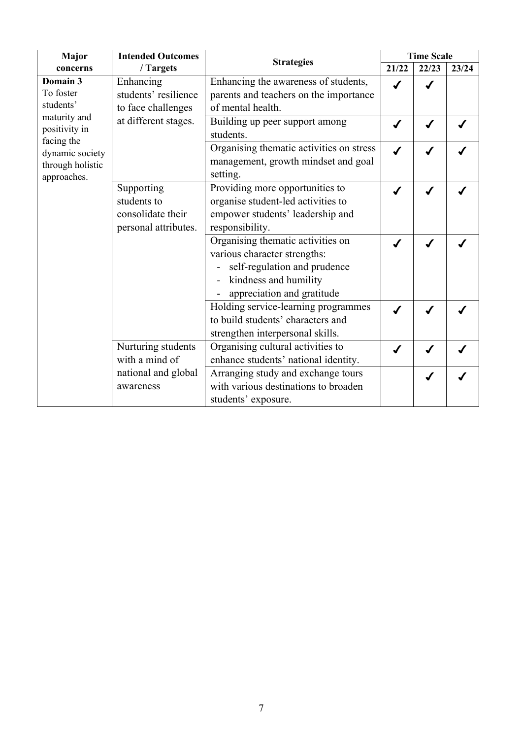| Major concerns | Intended Outcomes / Targets | Strategies | Time Scale | | |
|---|---|---|---|---|---|
| | | | 21/22 | 22/23 | 23/24 |
| **Domain 3** To foster students' maturity and positivity in facing the dynamic society through holistic approaches. | Enhancing students' resilience to face challenges at different stages. | Enhancing the awareness of students, parents and teachers on the importance of mental health. | ✓ | ✓ | |
| | | Building up peer support among students. | ✓ | ✓ | ✓ |
| | | Organising thematic activities on stress management, growth mindset and goal setting. | ✓ | ✓ | ✓ |
| | Supporting students to consolidate their personal attributes. | Providing more opportunities to organise student-led activities to empower students' leadership and responsibility. | ✓ | ✓ | ✓ |
| | | Organising thematic activities on various character strengths:<br>- self-regulation and prudence<br>- kindness and humility<br>- appreciation and gratitude | ✓ | ✓ | ✓ |
| | | Holding service-learning programmes to build students' characters and strengthen interpersonal skills. | ✓ | ✓ | ✓ |
| | Nurturing students with a mind of national and global awareness | Organising cultural activities to enhance students' national identity. | ✓ | ✓ | ✓ |
| | | Arranging study and exchange tours with various destinations to broaden students' exposure. | | ✓ | ✓ |